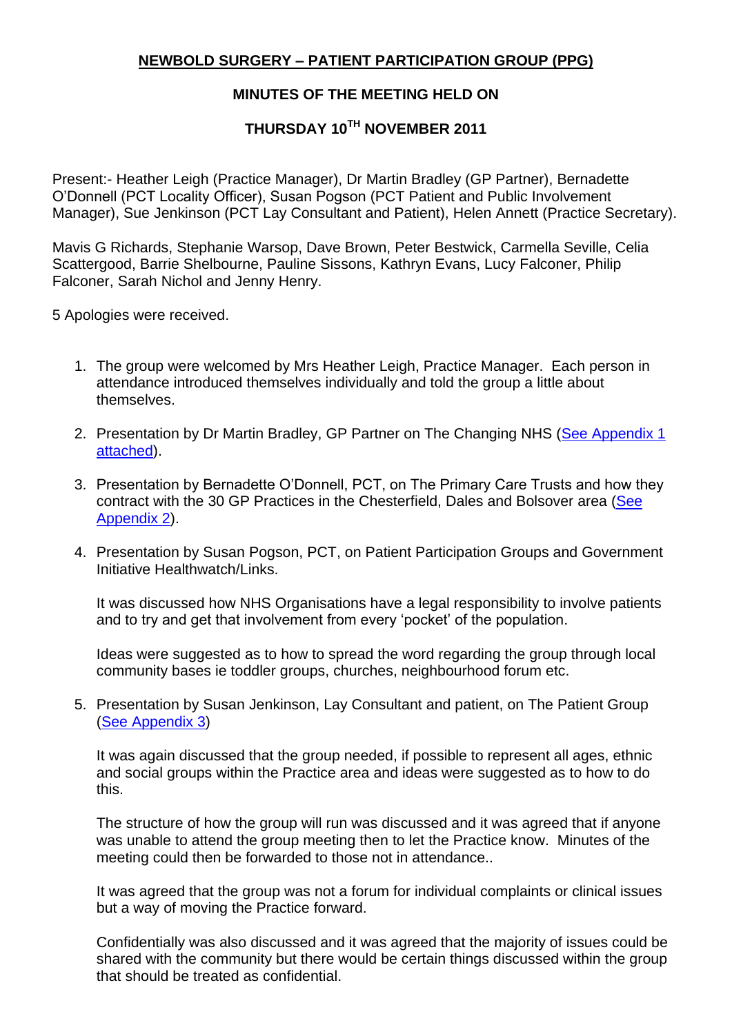# NEWBOLD SURGERY – PATIENT PARTICIPATION GROUP (PPG)

## MINUTES OF THE MEETING HELD ON

## THURSDAY 10TH NOVEMBER 2011

Present:- Heather Leigh (Practice Manager), Dr Martin Bradley (GP Partner), Bernadette O'Donnell (PCT Locality Officer), Susan Pogson (PCT Patient and Public Involvement Manager), Sue Jenkinson (PCT Lay Consultant and Patient), Helen Annett (Practice Secretary).

Mavis G Richards, Stephanie Warsop, Dave Brown, Peter Bestwick, Carmella Seville, Celia Scattergood, Barrie Shelbourne, Pauline Sissons, Kathryn Evans, Lucy Falconer, Philip Falconer, Sarah Nichol and Jenny Henry.

5 Apologies were received.

1. The group were welcomed by Mrs Heather Leigh, Practice Manager. Each person in attendance introduced themselves individually and told the group a little about themselves.

2. Presentation by Dr Martin Bradley, GP Partner on The Changing NHS (See Appendix 1 attached).

3. Presentation by Bernadette O'Donnell, PCT, on The Primary Care Trusts and how they contract with the 30 GP Practices in the Chesterfield, Dales and Bolsover area (See Appendix 2).

4. Presentation by Susan Pogson, PCT, on Patient Participation Groups and Government Initiative Healthwatch/Links.

   It was discussed how NHS Organisations have a legal responsibility to involve patients and to try and get that involvement from every 'pocket' of the population.

   Ideas were suggested as to how to spread the word regarding the group through local community bases ie toddler groups, churches, neighbourhood forum etc.

5. Presentation by Susan Jenkinson, Lay Consultant and patient, on The Patient Group (See Appendix 3)

   It was again discussed that the group needed, if possible to represent all ages, ethnic and social groups within the Practice area and ideas were suggested as to how to do this.

   The structure of how the group will run was discussed and it was agreed that if anyone was unable to attend the group meeting then to let the Practice know. Minutes of the meeting could then be forwarded to those not in attendance..

   It was agreed that the group was not a forum for individual complaints or clinical issues but a way of moving the Practice forward.

   Confidentially was also discussed and it was agreed that the majority of issues could be shared with the community but there would be certain things discussed within the group that should be treated as confidential.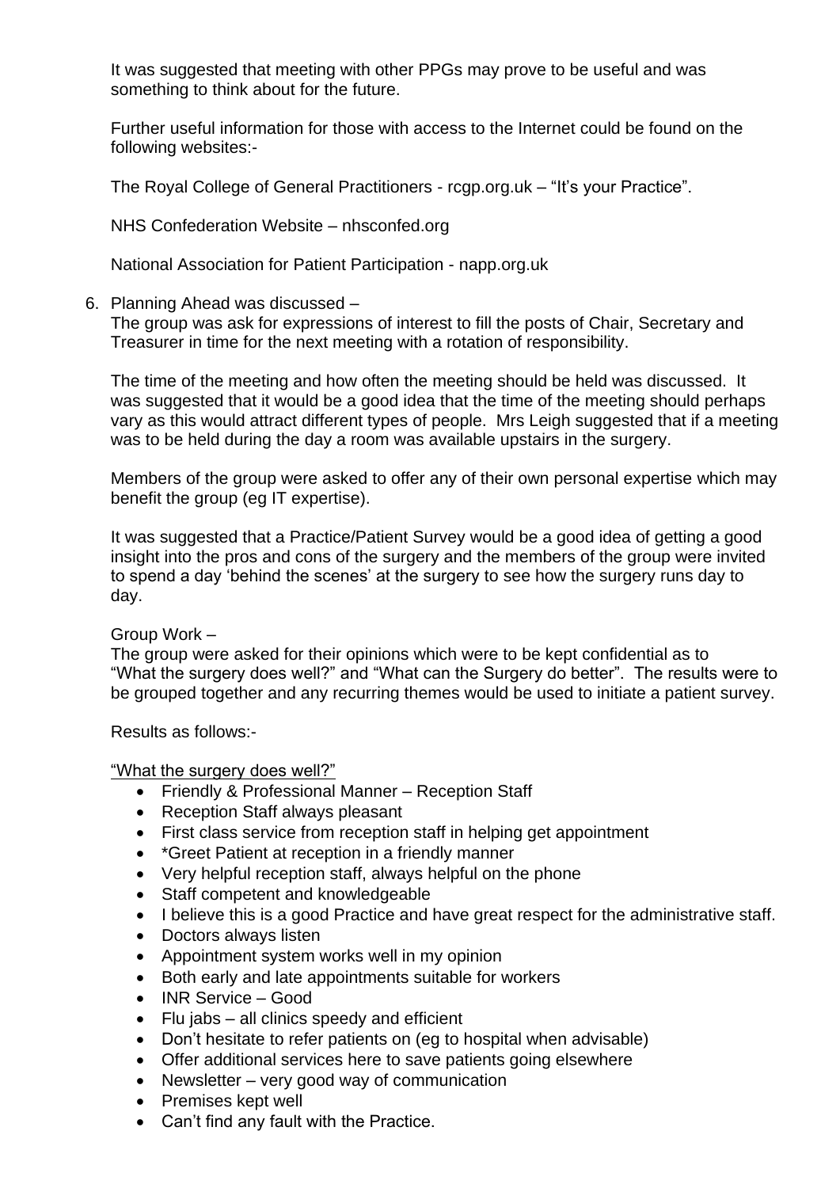It was suggested that meeting with other PPGs may prove to be useful and was something to think about for the future.

Further useful information for those with access to the Internet could be found on the following websites:-

The Royal College of General Practitioners - rcgp.org.uk – "It's your Practice".

NHS Confederation Website – nhsconfed.org

National Association for Patient Participation - napp.org.uk

6. Planning Ahead was discussed –
   The group was ask for expressions of interest to fill the posts of Chair, Secretary and Treasurer in time for the next meeting with a rotation of responsibility.

   The time of the meeting and how often the meeting should be held was discussed. It was suggested that it would be a good idea that the time of the meeting should perhaps vary as this would attract different types of people. Mrs Leigh suggested that if a meeting was to be held during the day a room was available upstairs in the surgery.

   Members of the group were asked to offer any of their own personal expertise which may benefit the group (eg IT expertise).

   It was suggested that a Practice/Patient Survey would be a good idea of getting a good insight into the pros and cons of the surgery and the members of the group were invited to spend a day 'behind the scenes' at the surgery to see how the surgery runs day to day.

   Group Work –
   The group were asked for their opinions which were to be kept confidential as to "What the surgery does well?" and "What can the Surgery do better". The results were to be grouped together and any recurring themes would be used to initiate a patient survey.

   Results as follows:-

   <u>"What the surgery does well?"</u>

   - Friendly & Professional Manner – Reception Staff
   - Reception Staff always pleasant
   - First class service from reception staff in helping get appointment
   - *Greet Patient at reception in a friendly manner
   - Very helpful reception staff, always helpful on the phone
   - Staff competent and knowledgeable
   - I believe this is a good Practice and have great respect for the administrative staff.
   - Doctors always listen
   - Appointment system works well in my opinion
   - Both early and late appointments suitable for workers
   - INR Service – Good
   - Flu jabs – all clinics speedy and efficient
   - Don't hesitate to refer patients on (eg to hospital when advisable)
   - Offer additional services here to save patients going elsewhere
   - Newsletter – very good way of communication
   - Premises kept well
   - Can't find any fault with the Practice.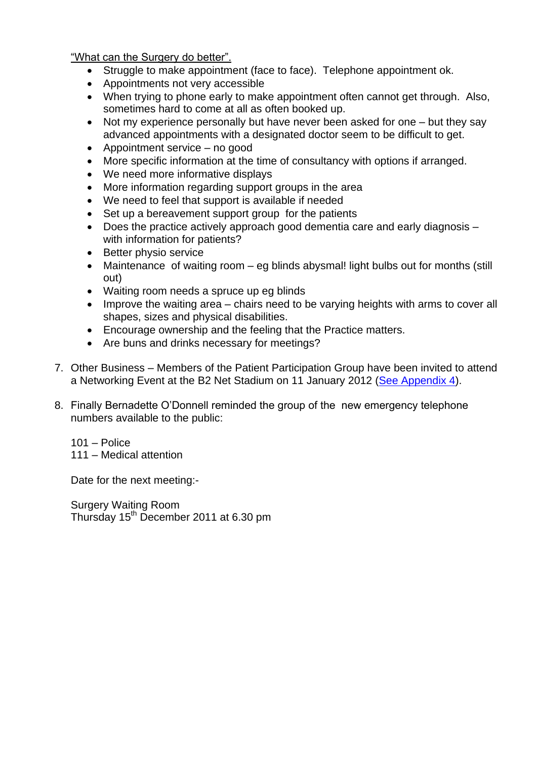"What can the Surgery do better".

- Struggle to make appointment (face to face). Telephone appointment ok.
- Appointments not very accessible
- When trying to phone early to make appointment often cannot get through. Also, sometimes hard to come at all as often booked up.
- Not my experience personally but have never been asked for one – but they say advanced appointments with a designated doctor seem to be difficult to get.
- Appointment service – no good
- More specific information at the time of consultancy with options if arranged.
- We need more informative displays
- More information regarding support groups in the area
- We need to feel that support is available if needed
- Set up a bereavement support group for the patients
- Does the practice actively approach good dementia care and early diagnosis – with information for patients?
- Better physio service
- Maintenance of waiting room – eg blinds abysmal! light bulbs out for months (still out)
- Waiting room needs a spruce up eg blinds
- Improve the waiting area – chairs need to be varying heights with arms to cover all shapes, sizes and physical disabilities.
- Encourage ownership and the feeling that the Practice matters.
- Are buns and drinks necessary for meetings?

7. Other Business – Members of the Patient Participation Group have been invited to attend a Networking Event at the B2 Net Stadium on 11 January 2012 (See Appendix 4).

8. Finally Bernadette O'Donnell reminded the group of the new emergency telephone numbers available to the public:

   101 – Police
   111 – Medical attention

   Date for the next meeting:-

   Surgery Waiting Room
   Thursday 15th December 2011 at 6.30 pm